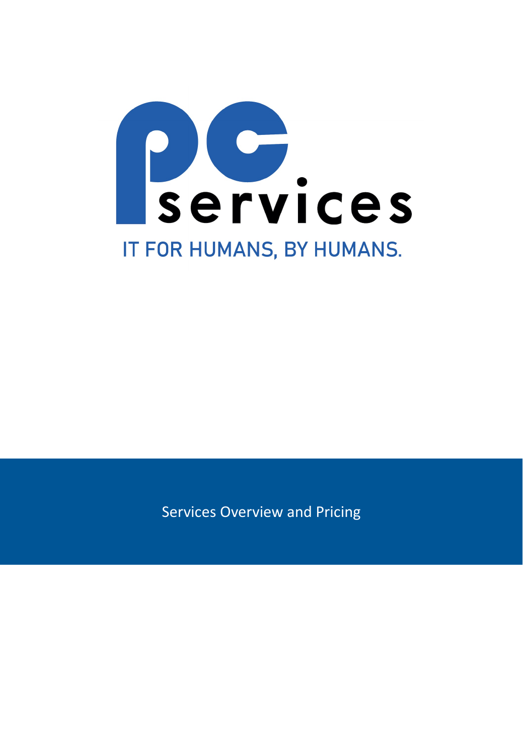# pc services

IT FOR HUMANS, BY HUMANS.

Services Overview and Pricing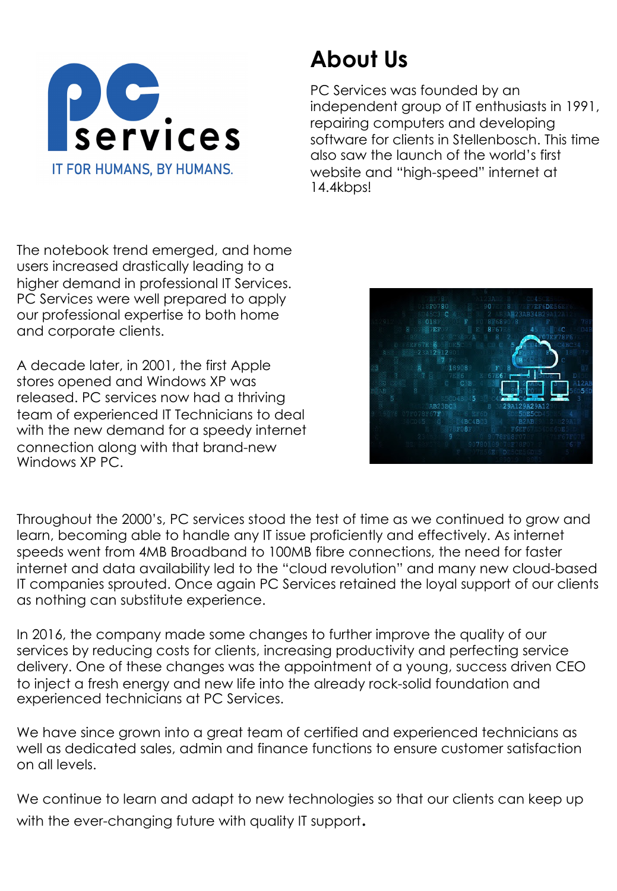# About Us

PC Services was founded by an independent group of IT enthusiasts in 1991, repairing computers and developing software for clients in Stellenbosch. This time also saw the launch of the world's first website and "high-speed" internet at 14.4kbps!

The notebook trend emerged, and home users increased drastically leading to a higher demand in professional IT Services. PC Services were well prepared to apply our professional expertise to both home and corporate clients.

A decade later, in 2001, the first Apple stores opened and Windows XP was released. PC services now had a thriving team of experienced IT Technicians to deal with the new demand for a speedy internet connection along with that brand-new Windows XP PC.

Throughout the 2000's, PC services stood the test of time as we continued to grow and learn, becoming able to handle any IT issue proficiently and effectively. As internet speeds went from 4MB Broadband to 100MB fibre connections, the need for faster internet and data availability led to the "cloud revolution" and many new cloud-based IT companies sprouted. Once again PC Services retained the loyal support of our clients as nothing can substitute experience.

In 2016, the company made some changes to further improve the quality of our services by reducing costs for clients, increasing productivity and perfecting service delivery. One of these changes was the appointment of a young, success driven CEO to inject a fresh energy and new life into the already rock-solid foundation and experienced technicians at PC Services.

We have since grown into a great team of certified and experienced technicians as well as dedicated sales, admin and finance functions to ensure customer satisfaction on all levels.

We continue to learn and adapt to new technologies so that our clients can keep up with the ever-changing future with quality IT support.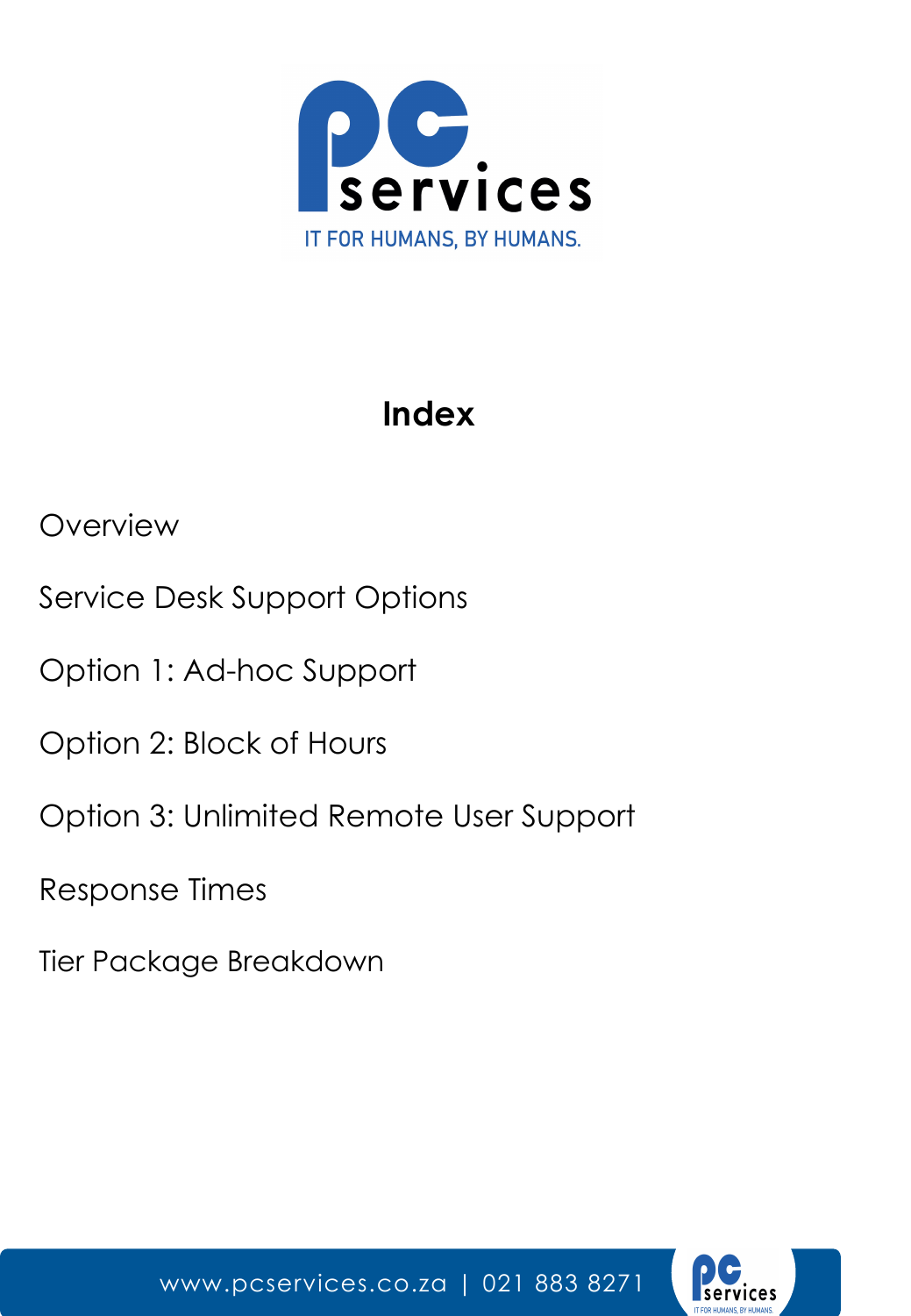# Index

Overview

Service Desk Support Options

Option 1: Ad-hoc Support

Option 2: Block of Hours

Option 3: Unlimited Remote User Support

Response Times

Tier Package Breakdown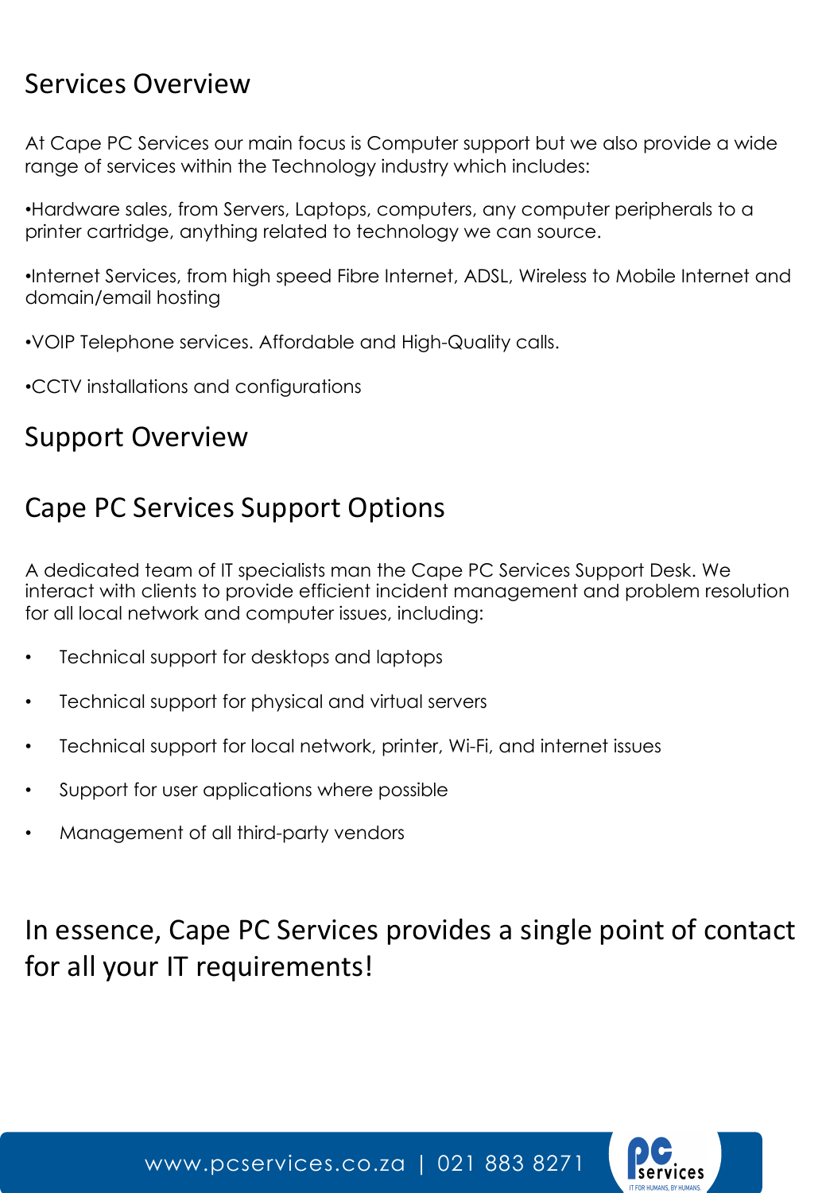## Services Overview

At Cape PC Services our main focus is Computer support but we also provide a wide range of services within the Technology industry which includes:

•Hardware sales, from Servers, Laptops, computers, any computer peripherals to a printer cartridge, anything related to technology we can source.

•Internet Services, from high speed Fibre Internet, ADSL, Wireless to Mobile Internet and domain/email hosting

•VOIP Telephone services. Affordable and High-Quality calls.

•CCTV installations and configurations

## Support Overview

## Cape PC Services Support Options

A dedicated team of IT specialists man the Cape PC Services Support Desk. We interact with clients to provide efficient incident management and problem resolution for all local network and computer issues, including:

- Technical support for desktops and laptops
- Technical support for physical and virtual servers
- Technical support for local network, printer, Wi-Fi, and internet issues
- Support for user applications where possible
- Management of all third-party vendors

## In essence, Cape PC Services provides a single point of contact for all your IT requirements!

www.pcservices.co.za | 021 883 8271

pc services

IT FOR HUMANS, BY HUMANS.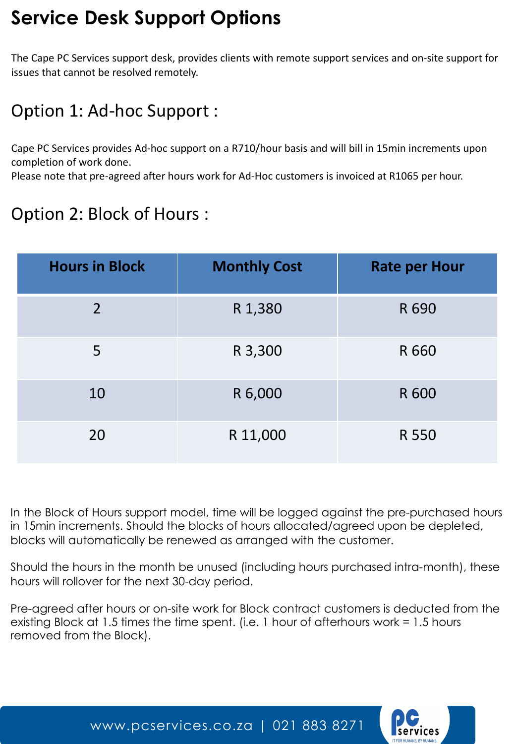# Service Desk Support Options

The Cape PC Services support desk, provides clients with remote support services and on-site support for issues that cannot be resolved remotely.

## Option 1: Ad-hoc Support :

Cape PC Services provides Ad-hoc support on a R710/hour basis and will bill in 15min increments upon completion of work done.
Please note that pre-agreed after hours work for Ad-Hoc customers is invoiced at R1065 per hour.

## Option 2: Block of Hours :

| Hours in Block | Monthly Cost | Rate per Hour |
|---|---|---|
| 2 | R 1,380 | R 690 |
| 5 | R 3,300 | R 660 |
| 10 | R 6,000 | R 600 |
| 20 | R 11,000 | R 550 |

In the Block of Hours support model, time will be logged against the pre-purchased hours in 15min increments. Should the blocks of hours allocated/agreed upon be depleted, blocks will automatically be renewed as arranged with the customer.

Should the hours in the month be unused (including hours purchased intra-month), these hours will rollover for the next 30-day period.

Pre-agreed after hours or on-site work for Block contract customers is deducted from the existing Block at 1.5 times the time spent. (i.e. 1 hour of afterhours work = 1.5 hours removed from the Block).

www.pcservices.co.za | 021 883 8271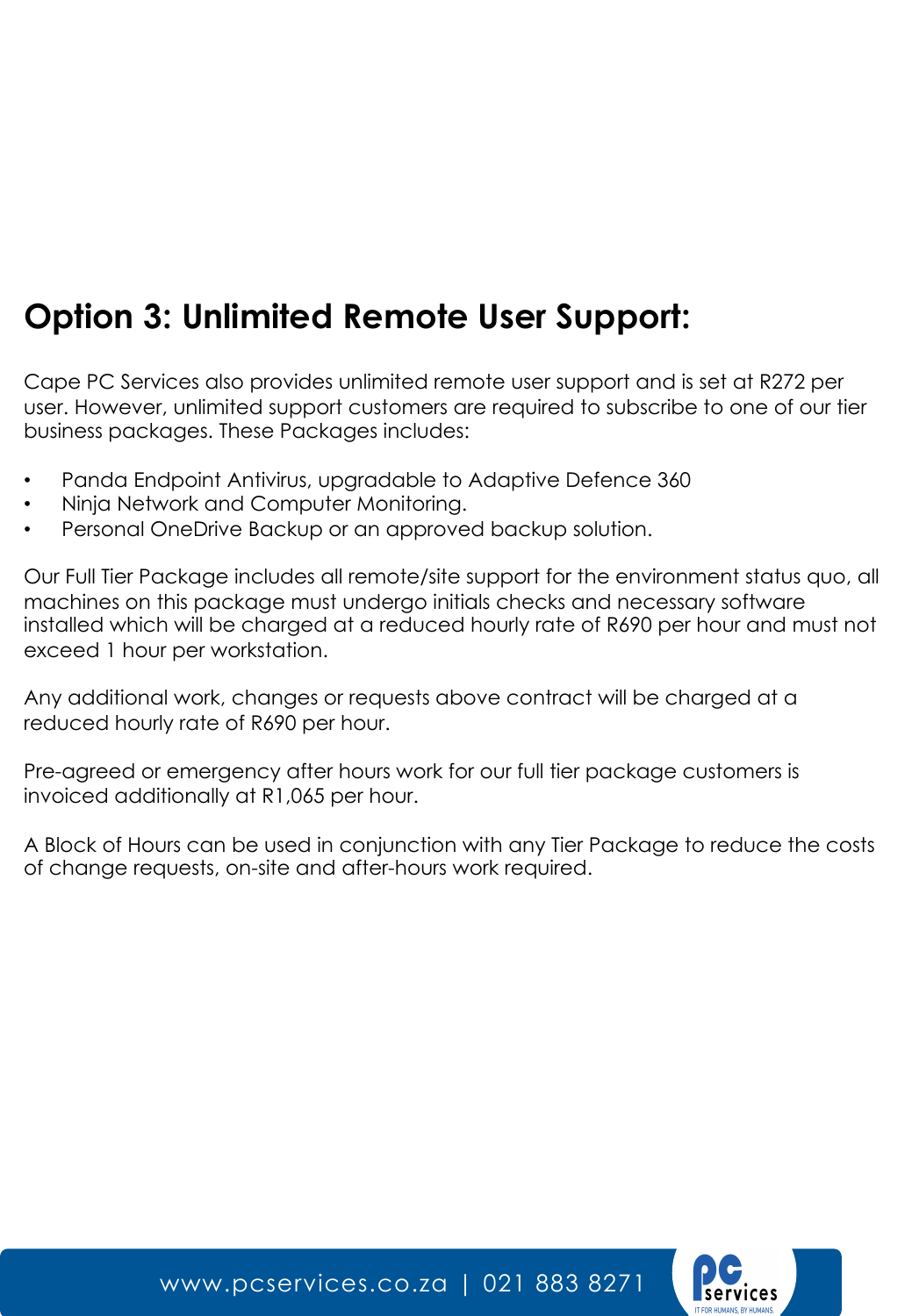## Option 3: Unlimited Remote User Support:

Cape PC Services also provides unlimited remote user support and is set at R272 per user. However, unlimited support customers are required to subscribe to one of our tier business packages. These Packages includes:

- Panda Endpoint Antivirus, upgradable to Adaptive Defence 360
- Ninja Network and Computer Monitoring.
- Personal OneDrive Backup or an approved backup solution.

Our Full Tier Package includes all remote/site support for the environment status quo, all machines on this package must undergo initials checks and necessary software installed which will be charged at a reduced hourly rate of R690 per hour and must not exceed 1 hour per workstation.

Any additional work, changes or requests above contract will be charged at a reduced hourly rate of R690 per hour.

Pre-agreed or emergency after hours work for our full tier package customers is invoiced additionally at R1,065 per hour.

A Block of Hours can be used in conjunction with any Tier Package to reduce the costs of change requests, on-site and after-hours work required.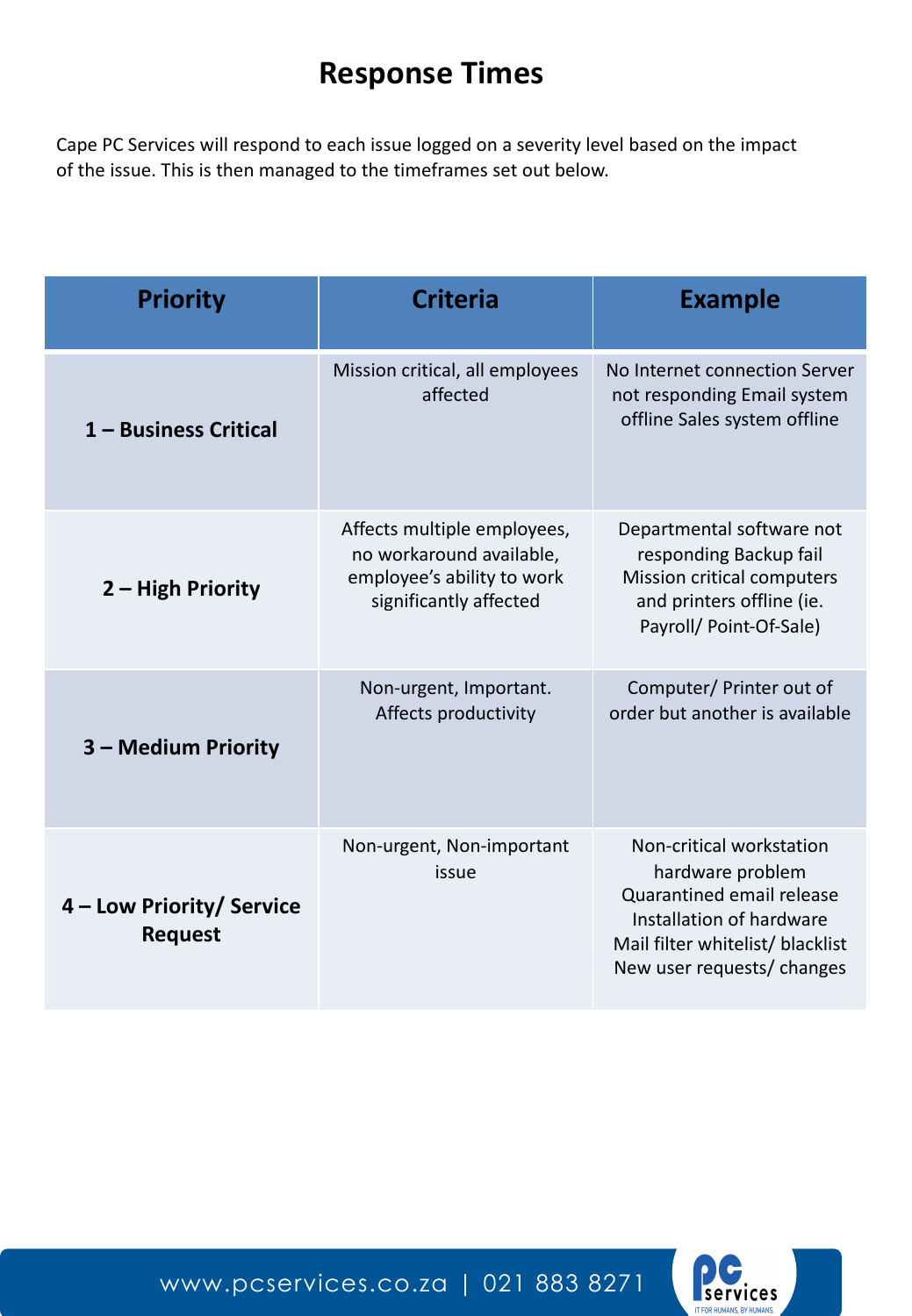# Response Times

Cape PC Services will respond to each issue logged on a severity level based on the impact of the issue. This is then managed to the timeframes set out below.

| Priority | Criteria | Example |
|---|---|---|
| **1 – Business Critical** | Mission critical, all employees affected | No Internet connection Server not responding Email system offline Sales system offline |
| **2 – High Priority** | Affects multiple employees, no workaround available, employee's ability to work significantly affected | Departmental software not responding Backup fail Mission critical computers and printers offline (ie. Payroll/ Point-Of-Sale) |
| **3 – Medium Priority** | Non-urgent, Important. Affects productivity | Computer/ Printer out of order but another is available |
| **4 – Low Priority/ Service Request** | Non-urgent, Non-important issue | Non-critical workstation hardware problem Quarantined email release Installation of hardware Mail filter whitelist/ blacklist New user requests/ changes |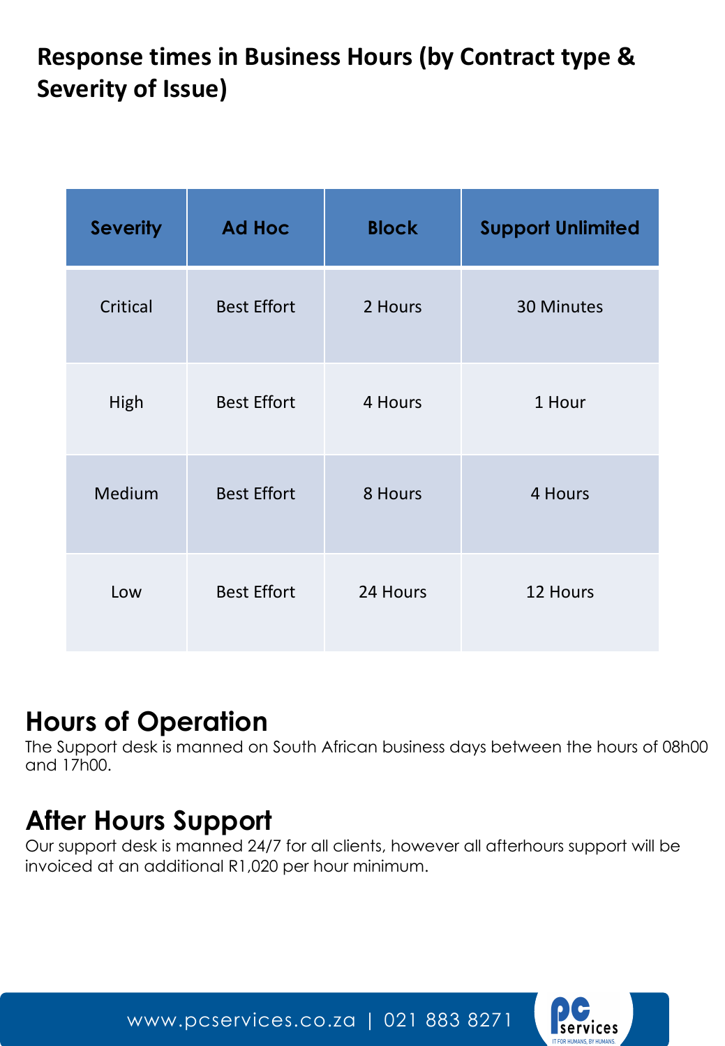## Response times in Business Hours (by Contract type & Severity of Issue)

| Severity | Ad Hoc | Block | Support Unlimited |
|---|---|---|---|
| Critical | Best Effort | 2 Hours | 30 Minutes |
| High | Best Effort | 4 Hours | 1 Hour |
| Medium | Best Effort | 8 Hours | 4 Hours |
| Low | Best Effort | 24 Hours | 12 Hours |

## Hours of Operation

The Support desk is manned on South African business days between the hours of 08h00 and 17h00.

## After Hours Support

Our support desk is manned 24/7 for all clients, however all afterhours support will be invoiced at an additional R1,020 per hour minimum.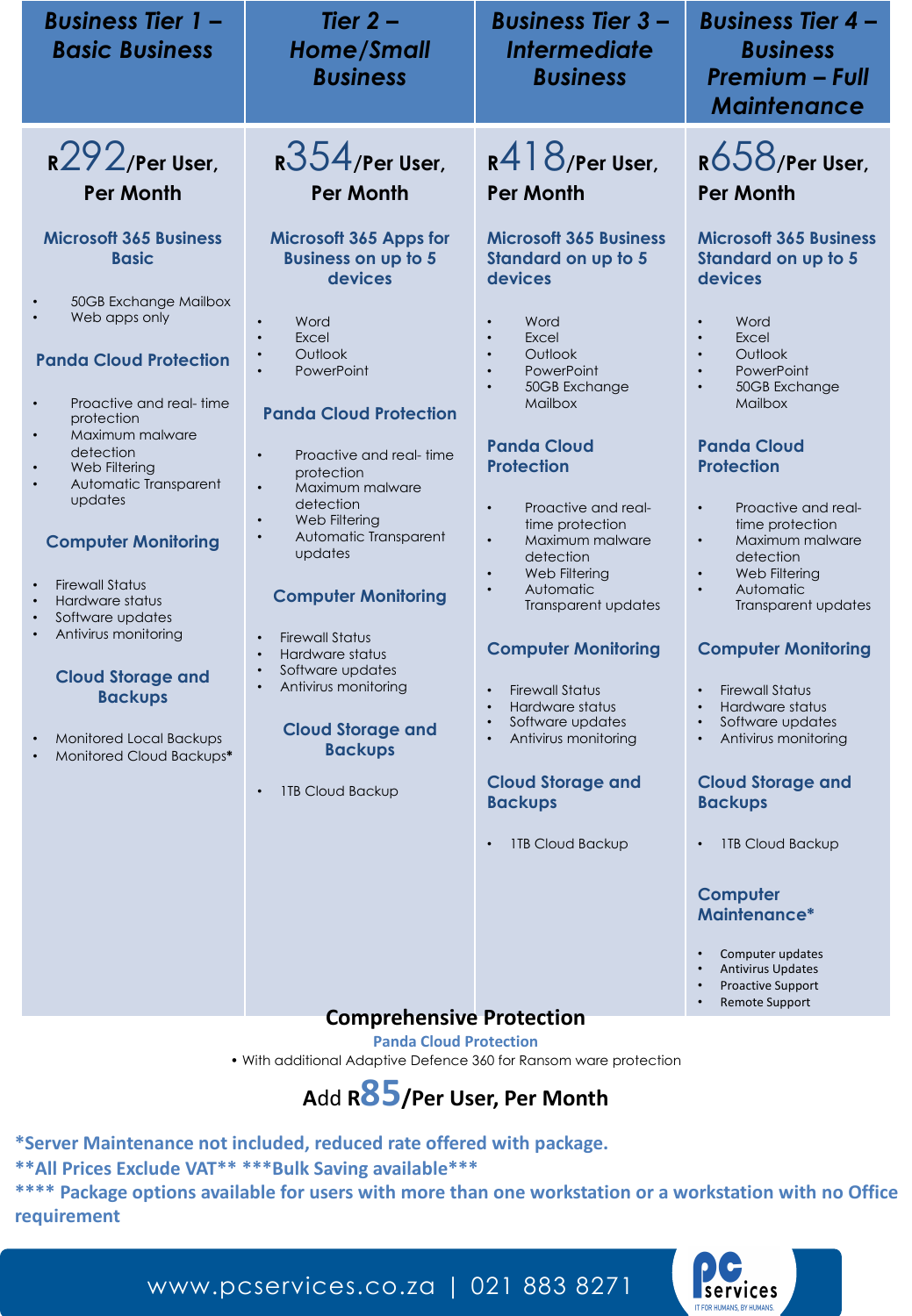| Business Tier 1 – Basic Business | Tier 2 – Home/Small Business | Business Tier 3 – Intermediate Business | Business Tier 4 – Business Premium – Full Maintenance |
|---|---|---|---|
| R292/Per User, Per Month | R354/Per User, Per Month | R418/Per User, Per Month | R658/Per User, Per Month |
| **Microsoft 365 Business Basic**<br>• 50GB Exchange Mailbox<br>• Web apps only | **Microsoft 365 Apps for Business on up to 5 devices**<br>• Word<br>• Excel<br>• Outlook<br>• PowerPoint | **Microsoft 365 Business Standard on up to 5 devices**<br>• Word<br>• Excel<br>• Outlook<br>• PowerPoint<br>• 50GB Exchange Mailbox | **Microsoft 365 Business Standard on up to 5 devices**<br>• Word<br>• Excel<br>• Outlook<br>• PowerPoint<br>• 50GB Exchange Mailbox |
| **Panda Cloud Protection**<br>• Proactive and real- time protection<br>• Maximum malware detection<br>• Web Filtering<br>• Automatic Transparent updates | **Panda Cloud Protection**<br>• Proactive and real- time protection<br>• Maximum malware detection<br>• Web Filtering<br>• Automatic Transparent updates | **Panda Cloud Protection**<br>• Proactive and real- time protection<br>• Maximum malware detection<br>• Web Filtering<br>• Automatic Transparent updates | **Panda Cloud Protection**<br>• Proactive and real- time protection<br>• Maximum malware detection<br>• Web Filtering<br>• Automatic Transparent updates |
| **Computer Monitoring**<br>• Firewall Status<br>• Hardware status<br>• Software updates<br>• Antivirus monitoring | **Computer Monitoring**<br>• Firewall Status<br>• Hardware status<br>• Software updates<br>• Antivirus monitoring | **Computer Monitoring**<br>• Firewall Status<br>• Hardware status<br>• Software updates<br>• Antivirus monitoring | **Computer Monitoring**<br>• Firewall Status<br>• Hardware status<br>• Software updates<br>• Antivirus monitoring |
| **Cloud Storage and Backups**<br>• Monitored Local Backups<br>• Monitored Cloud Backups* | **Cloud Storage and Backups**<br>• 1TB Cloud Backup | **Cloud Storage and Backups**<br>• 1TB Cloud Backup | **Cloud Storage and Backups**<br>• 1TB Cloud Backup |
| | | | **Computer Maintenance***<br>• Computer updates<br>• Antivirus Updates<br>• Proactive Support<br>• Remote Support |

## Comprehensive Protection

**Panda Cloud Protection**

• With additional Adaptive Defence 360 for Ransom ware protection

**Add R85/Per User, Per Month**

**\*Server Maintenance not included, reduced rate offered with package.**

**\*\*All Prices Exclude VAT\*\* \*\*\*Bulk Saving available\*\*\***

**\*\*\*\* Package options available for users with more than one workstation or a workstation with no Office requirement**

www.pcservices.co.za | 021 883 8271

pc services
IT FOR HUMANS, BY HUMANS.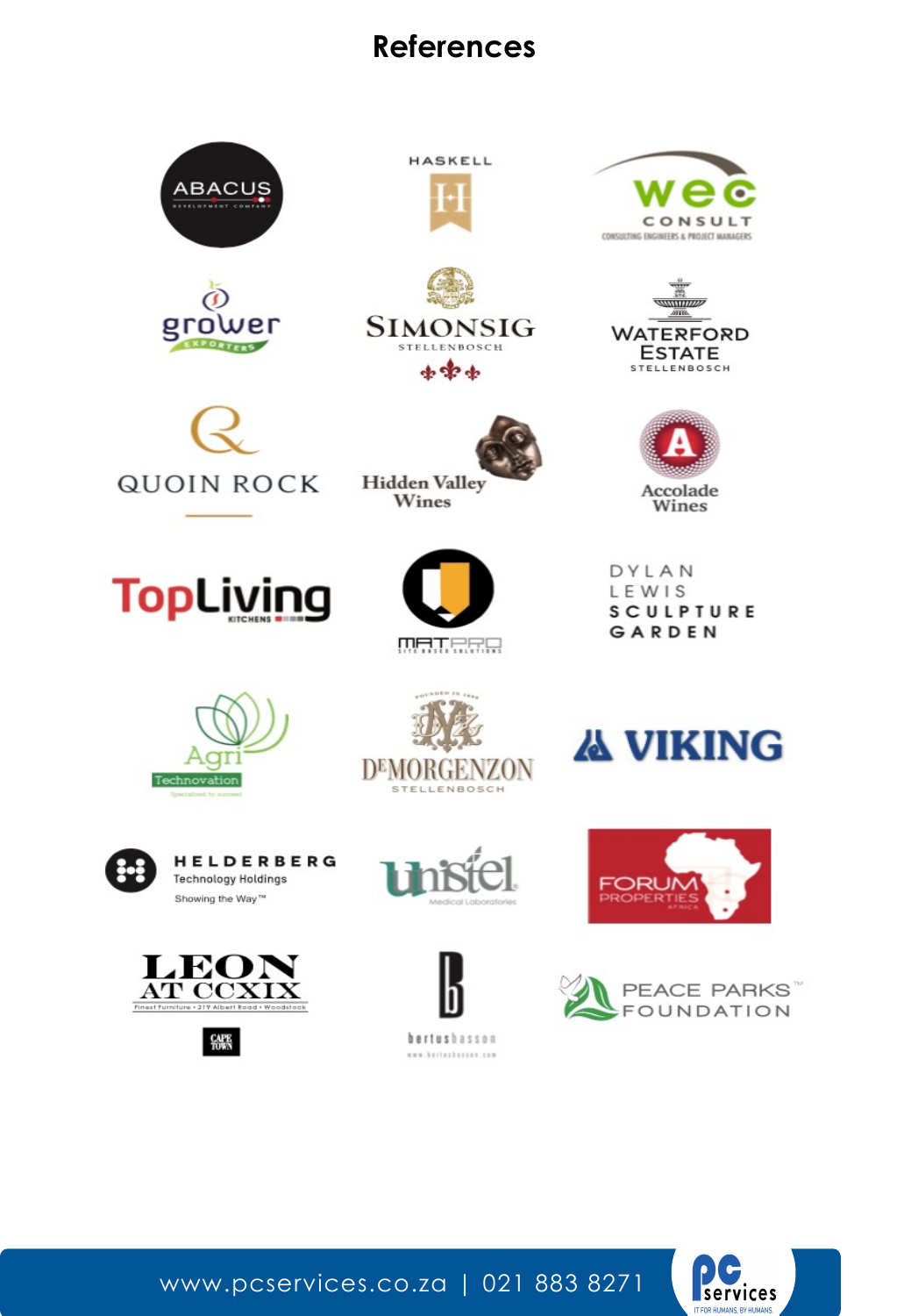# References

ABACUS
DEVELOPMENT COMPANY

HASKELL

wec
CONSULT
CONSULTING ENGINEERS & PROJECT MANAGERS

grower
EXPORTERS

SIMONSIG
STELLENBOSCH

WATERFORD
ESTATE
STELLENBOSCH

QUOIN ROCK

Hidden Valley
Wines

Accolade
Wines

TopLiving
KITCHENS

MATPRO
SITE BASED SOLUTIONS

DYLAN
LEWIS
SCULPTURE
GARDEN

Agri
Technovation

DEMORGENZON
STELLENBOSCH

VIKING

HELDERBERG
Technology Holdings
Showing the Way™

unistel
Medical Laboratories

FORUM
PROPERTIES
AFRICA

LEON
AT CCXIX
Finest Furniture • 219 Albert Road • Woodstock

CAPE TOWN

bertusbasson
www.bertusbasson.com

PEACE PARKS™
FOUNDATION